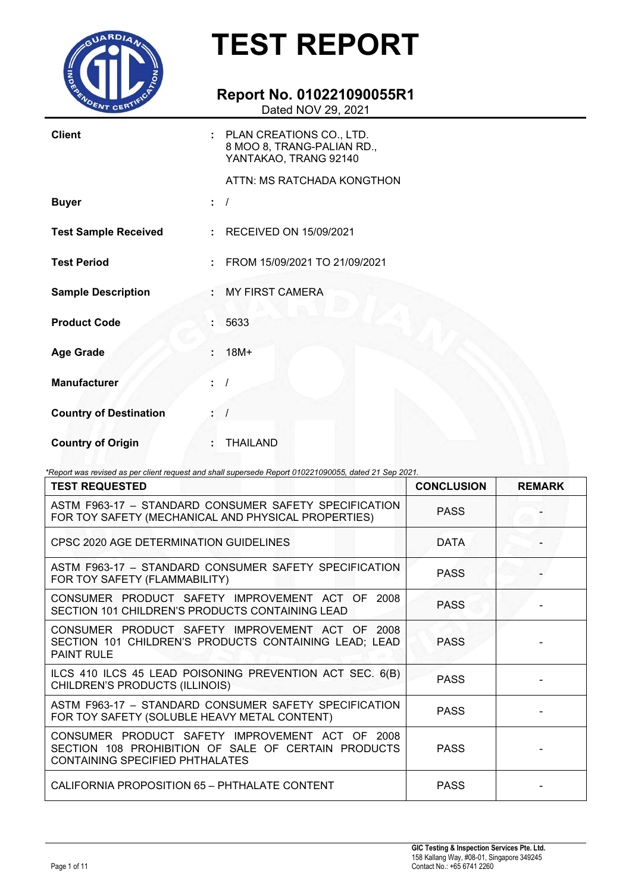# TEST REPORT

## Report No. 010221090055R1

Dated NOV 29, 2021

| | | |
|---|---|---|
| **Client** | : | PLAN CREATIONS CO., LTD.<br>8 MOO 8, TRANG-PALIAN RD.,<br>YANTAKAO, TRANG 92140<br><br>ATTN: MS RATCHADA KONGTHON |
| **Buyer** | : | / |
| **Test Sample Received** | : | RECEIVED ON 15/09/2021 |
| **Test Period** | : | FROM 15/09/2021 TO 21/09/2021 |
| **Sample Description** | : | MY FIRST CAMERA |
| **Product Code** | : | 5633 |
| **Age Grade** | : | 18M+ |
| **Manufacturer** | : | / |
| **Country of Destination** | : | / |
| **Country of Origin** | : | THAILAND |

*\*Report was revised as per client request and shall supersede Report 010221090055, dated 21 Sep 2021.*

| TEST REQUESTED | CONCLUSION | REMARK |
|---|---|---|
| ASTM F963-17 – STANDARD CONSUMER SAFETY SPECIFICATION FOR TOY SAFETY (MECHANICAL AND PHYSICAL PROPERTIES) | PASS | - |
| CPSC 2020 AGE DETERMINATION GUIDELINES | DATA | - |
| ASTM F963-17 – STANDARD CONSUMER SAFETY SPECIFICATION FOR TOY SAFETY (FLAMMABILITY) | PASS | - |
| CONSUMER PRODUCT SAFETY IMPROVEMENT ACT OF 2008 SECTION 101 CHILDREN'S PRODUCTS CONTAINING LEAD | PASS | - |
| CONSUMER PRODUCT SAFETY IMPROVEMENT ACT OF 2008 SECTION 101 CHILDREN'S PRODUCTS CONTAINING LEAD; LEAD PAINT RULE | PASS | - |
| ILCS 410 ILCS 45 LEAD POISONING PREVENTION ACT SEC. 6(B) CHILDREN'S PRODUCTS (ILLINOIS) | PASS | - |
| ASTM F963-17 – STANDARD CONSUMER SAFETY SPECIFICATION FOR TOY SAFETY (SOLUBLE HEAVY METAL CONTENT) | PASS | - |
| CONSUMER PRODUCT SAFETY IMPROVEMENT ACT OF 2008 SECTION 108 PROHIBITION OF SALE OF CERTAIN PRODUCTS CONTAINING SPECIFIED PHTHALATES | PASS | - |
| CALIFORNIA PROPOSITION 65 – PHTHALATE CONTENT | PASS | - |

**GIC Testing & Inspection Services Pte. Ltd.**
158 Kallang Way, #08-01, Singapore 349245
Contact No.: +65 6741 2260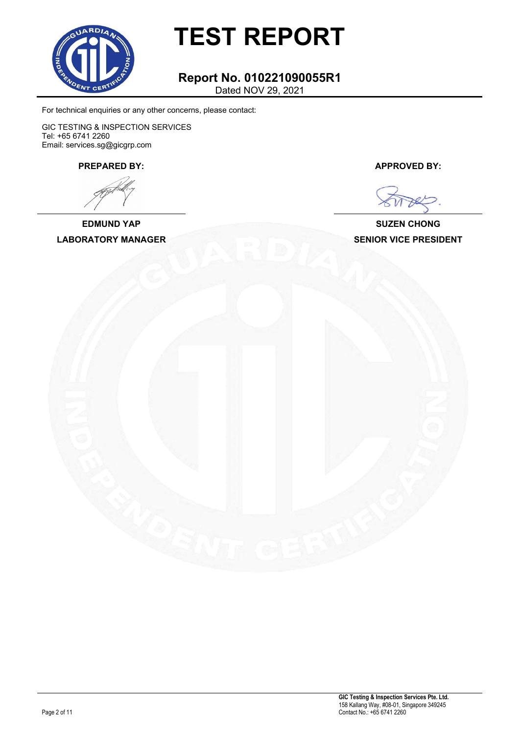# TEST REPORT

## Report No. 010221090055R1

Dated NOV 29, 2021

For technical enquiries or any other concerns, please contact:

GIC TESTING & INSPECTION SERVICES
Tel: +65 6741 2260
Email: services.sg@gicgrp.com

| PREPARED BY: | APPROVED BY: |
|---|---|
| **EDMUND YAP** | **SUZEN CHONG** |
| **LABORATORY MANAGER** | **SENIOR VICE PRESIDENT** |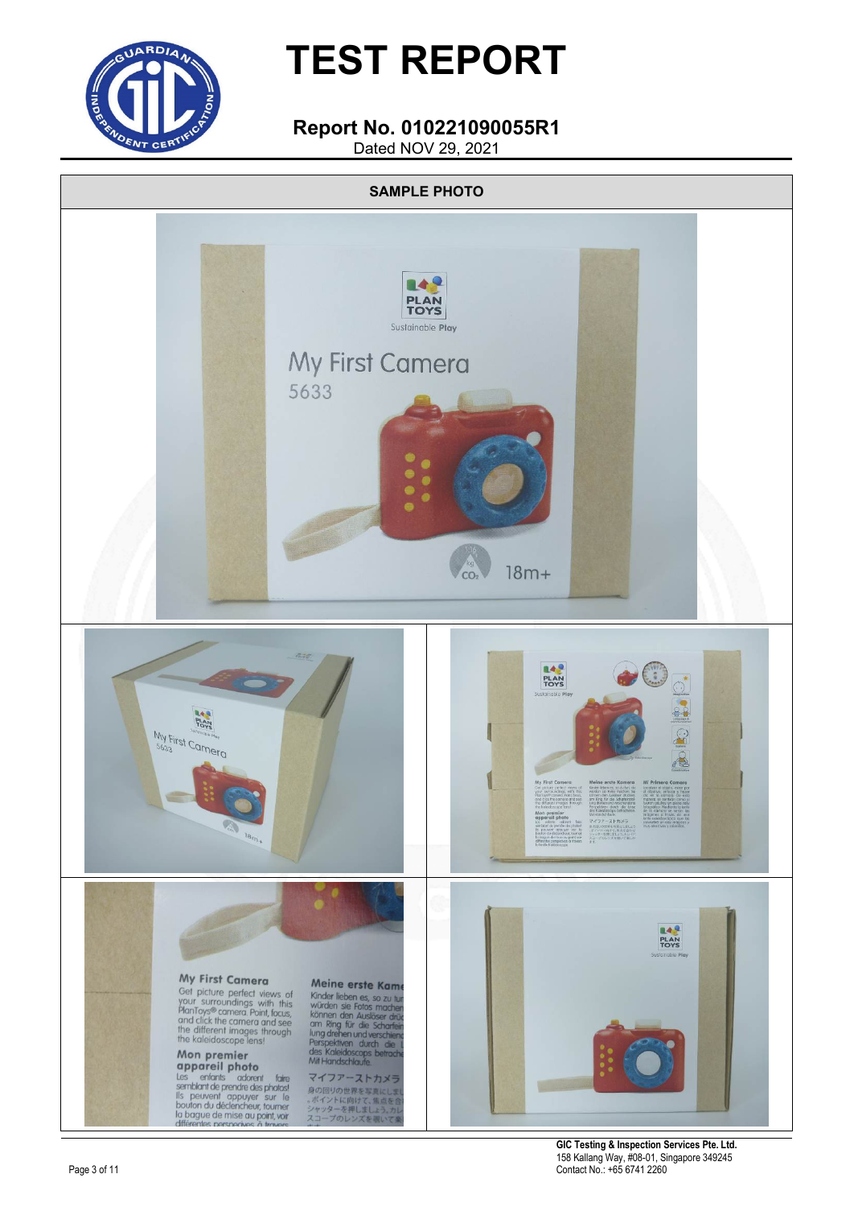# TEST REPORT

**Report No. 010221090055R1**

Dated NOV 29, 2021

**SAMPLE PHOTO**

GIC Testing & Inspection Services Pte. Ltd.
158 Kallang Way, #08-01, Singapore 349245
Contact No.: +65 6741 2260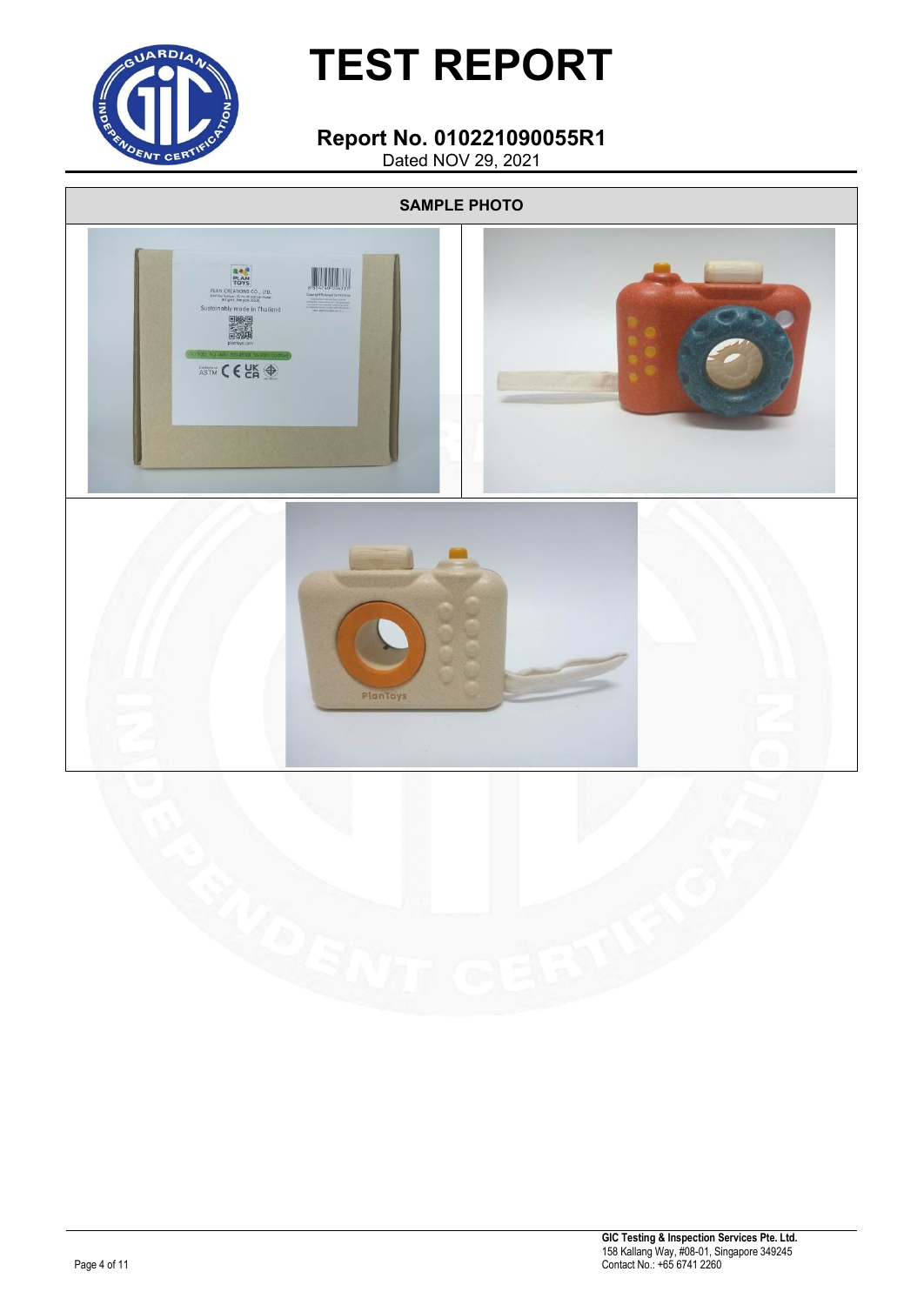# TEST REPORT

**Report No. 010221090055R1**

Dated NOV 29, 2021

| SAMPLE PHOTO |
|---|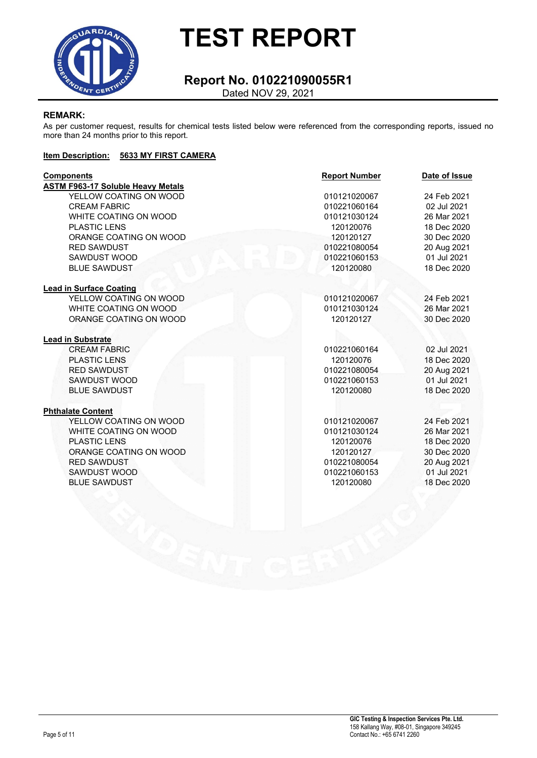# TEST REPORT

## Report No. 010221090055R1

Dated NOV 29, 2021

**REMARK:**

As per customer request, results for chemical tests listed below were referenced from the corresponding reports, issued no more than 24 months prior to this report.

**Item Description: 5633 MY FIRST CAMERA**

| Components | Report Number | Date of Issue |
|---|---|---|
| **ASTM F963-17 Soluble Heavy Metals** | | |
| YELLOW COATING ON WOOD | 010121020067 | 24 Feb 2021 |
| CREAM FABRIC | 010221060164 | 02 Jul 2021 |
| WHITE COATING ON WOOD | 010121030124 | 26 Mar 2021 |
| PLASTIC LENS | 120120076 | 18 Dec 2020 |
| ORANGE COATING ON WOOD | 120120127 | 30 Dec 2020 |
| RED SAWDUST | 010221080054 | 20 Aug 2021 |
| SAWDUST WOOD | 010221060153 | 01 Jul 2021 |
| BLUE SAWDUST | 120120080 | 18 Dec 2020 |
| **Lead in Surface Coating** | | |
| YELLOW COATING ON WOOD | 010121020067 | 24 Feb 2021 |
| WHITE COATING ON WOOD | 010121030124 | 26 Mar 2021 |
| ORANGE COATING ON WOOD | 120120127 | 30 Dec 2020 |
| **Lead in Substrate** | | |
| CREAM FABRIC | 010221060164 | 02 Jul 2021 |
| PLASTIC LENS | 120120076 | 18 Dec 2020 |
| RED SAWDUST | 010221080054 | 20 Aug 2021 |
| SAWDUST WOOD | 010221060153 | 01 Jul 2021 |
| BLUE SAWDUST | 120120080 | 18 Dec 2020 |
| **Phthalate Content** | | |
| YELLOW COATING ON WOOD | 010121020067 | 24 Feb 2021 |
| WHITE COATING ON WOOD | 010121030124 | 26 Mar 2021 |
| PLASTIC LENS | 120120076 | 18 Dec 2020 |
| ORANGE COATING ON WOOD | 120120127 | 30 Dec 2020 |
| RED SAWDUST | 010221080054 | 20 Aug 2021 |
| SAWDUST WOOD | 010221060153 | 01 Jul 2021 |
| BLUE SAWDUST | 120120080 | 18 Dec 2020 |

**GIC Testing & Inspection Services Pte. Ltd.**
158 Kallang Way, #08-01, Singapore 349245
Contact No.: +65 6741 2260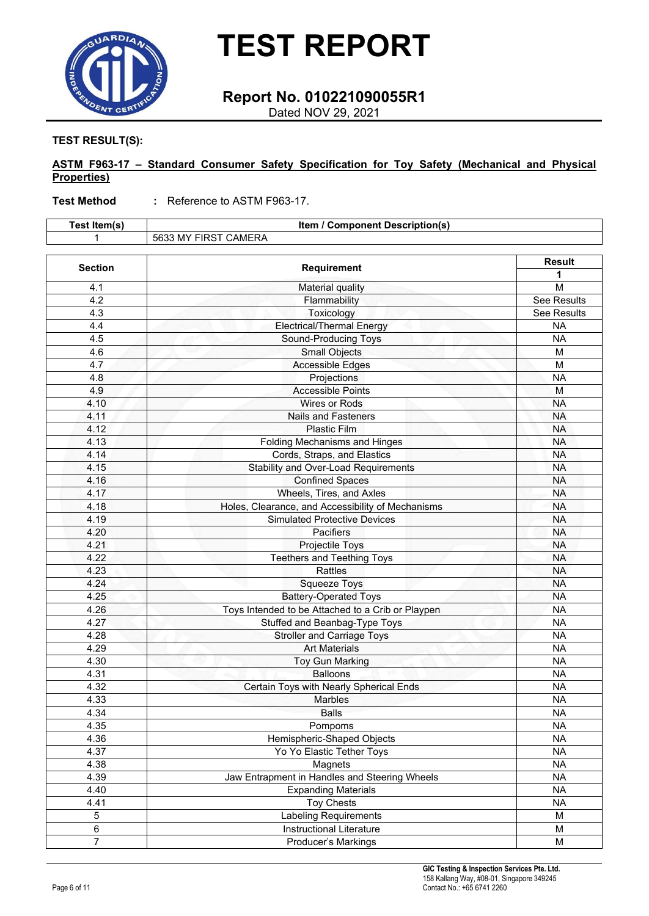# TEST REPORT

**Report No. 010221090055R1**
Dated NOV 29, 2021

**TEST RESULT(S):**

**ASTM F963-17 – Standard Consumer Safety Specification for Toy Safety (Mechanical and Physical Properties)**

**Test Method** : Reference to ASTM F963-17.

| Test Item(s) | Item / Component Description(s) |
|---|---|
| 1 | 5633 MY FIRST CAMERA |

| Section | Requirement | Result |
|---|---|---|
| | | 1 |
| 4.1 | Material quality | M |
| 4.2 | Flammability | See Results |
| 4.3 | Toxicology | See Results |
| 4.4 | Electrical/Thermal Energy | NA |
| 4.5 | Sound-Producing Toys | NA |
| 4.6 | Small Objects | M |
| 4.7 | Accessible Edges | M |
| 4.8 | Projections | NA |
| 4.9 | Accessible Points | M |
| 4.10 | Wires or Rods | NA |
| 4.11 | Nails and Fasteners | NA |
| 4.12 | Plastic Film | NA |
| 4.13 | Folding Mechanisms and Hinges | NA |
| 4.14 | Cords, Straps, and Elastics | NA |
| 4.15 | Stability and Over-Load Requirements | NA |
| 4.16 | Confined Spaces | NA |
| 4.17 | Wheels, Tires, and Axles | NA |
| 4.18 | Holes, Clearance, and Accessibility of Mechanisms | NA |
| 4.19 | Simulated Protective Devices | NA |
| 4.20 | Pacifiers | NA |
| 4.21 | Projectile Toys | NA |
| 4.22 | Teethers and Teething Toys | NA |
| 4.23 | Rattles | NA |
| 4.24 | Squeeze Toys | NA |
| 4.25 | Battery-Operated Toys | NA |
| 4.26 | Toys Intended to be Attached to a Crib or Playpen | NA |
| 4.27 | Stuffed and Beanbag-Type Toys | NA |
| 4.28 | Stroller and Carriage Toys | NA |
| 4.29 | Art Materials | NA |
| 4.30 | Toy Gun Marking | NA |
| 4.31 | Balloons | NA |
| 4.32 | Certain Toys with Nearly Spherical Ends | NA |
| 4.33 | Marbles | NA |
| 4.34 | Balls | NA |
| 4.35 | Pompoms | NA |
| 4.36 | Hemispheric-Shaped Objects | NA |
| 4.37 | Yo Yo Elastic Tether Toys | NA |
| 4.38 | Magnets | NA |
| 4.39 | Jaw Entrapment in Handles and Steering Wheels | NA |
| 4.40 | Expanding Materials | NA |
| 4.41 | Toy Chests | NA |
| 5 | Labeling Requirements | M |
| 6 | Instructional Literature | M |
| 7 | Producer's Markings | M |

**GIC Testing & Inspection Services Pte. Ltd.**
158 Kallang Way, #08-01, Singapore 349245
Contact No.: +65 6741 2260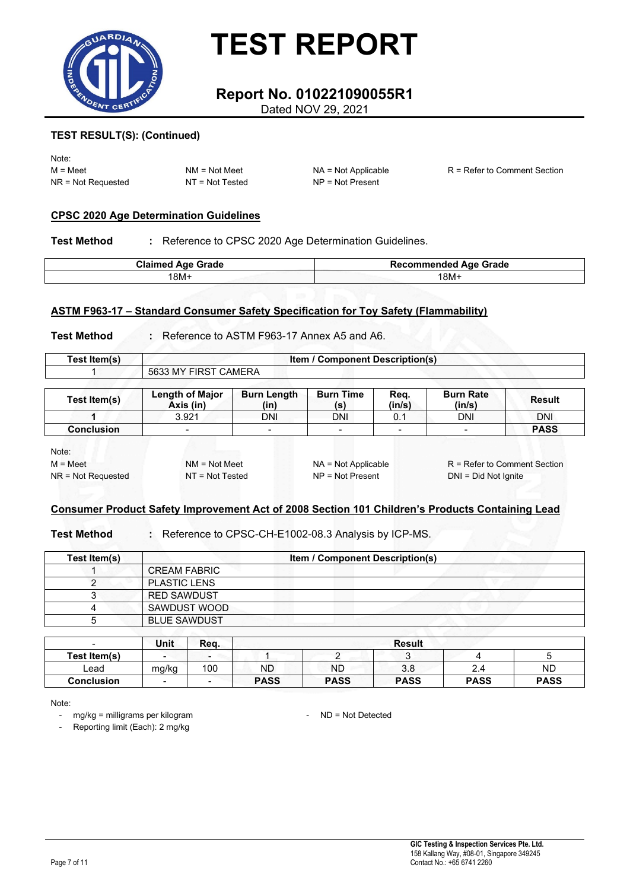# TEST REPORT

## Report No. 010221090055R1

Dated NOV 29, 2021

**TEST RESULT(S): (Continued)**

Note:
M = Meet NM = Not Meet NA = Not Applicable R = Refer to Comment Section
NR = Not Requested NT = Not Tested NP = Not Present

### CPSC 2020 Age Determination Guidelines

**Test Method** : Reference to CPSC 2020 Age Determination Guidelines.

| Claimed Age Grade | Recommended Age Grade |
|---|---|
| 18M+ | 18M+ |

### ASTM F963-17 – Standard Consumer Safety Specification for Toy Safety (Flammability)

**Test Method** : Reference to ASTM F963-17 Annex A5 and A6.

| Test Item(s) | Item / Component Description(s) |
|---|---|
| 1 | 5633 MY FIRST CAMERA |

| Test Item(s) | Length of Major Axis (in) | Burn Length (in) | Burn Time (s) | Req. (in/s) | Burn Rate (in/s) | Result |
|---|---|---|---|---|---|---|
| **1** | 3.921 | DNI | DNI | 0.1 | DNI | DNI |
| **Conclusion** | - | - | - | - | - | **PASS** |

Note:
M = Meet NM = Not Meet NA = Not Applicable R = Refer to Comment Section
NR = Not Requested NT = Not Tested NP = Not Present DNI = Did Not Ignite

### Consumer Product Safety Improvement Act of 2008 Section 101 Children's Products Containing Lead

**Test Method** : Reference to CPSC-CH-E1002-08.3 Analysis by ICP-MS.

| Test Item(s) | Item / Component Description(s) |
|---|---|
| 1 | CREAM FABRIC |
| 2 | PLASTIC LENS |
| 3 | RED SAWDUST |
| 4 | SAWDUST WOOD |
| 5 | BLUE SAWDUST |

| - | Unit | Req. | Result | | | | |
|---|---|---|---|---|---|---|---|
| **Test Item(s)** | - | - | 1 | 2 | 3 | 4 | 5 |
| Lead | mg/kg | 100 | ND | ND | 3.8 | 2.4 | ND |
| **Conclusion** | - | - | **PASS** | **PASS** | **PASS** | **PASS** | **PASS** |

Note:
- mg/kg = milligrams per kilogram
- Reporting limit (Each): 2 mg/kg
- ND = Not Detected

**GIC Testing & Inspection Services Pte. Ltd.**
158 Kallang Way, #08-01, Singapore 349245
Contact No.: +65 6741 2260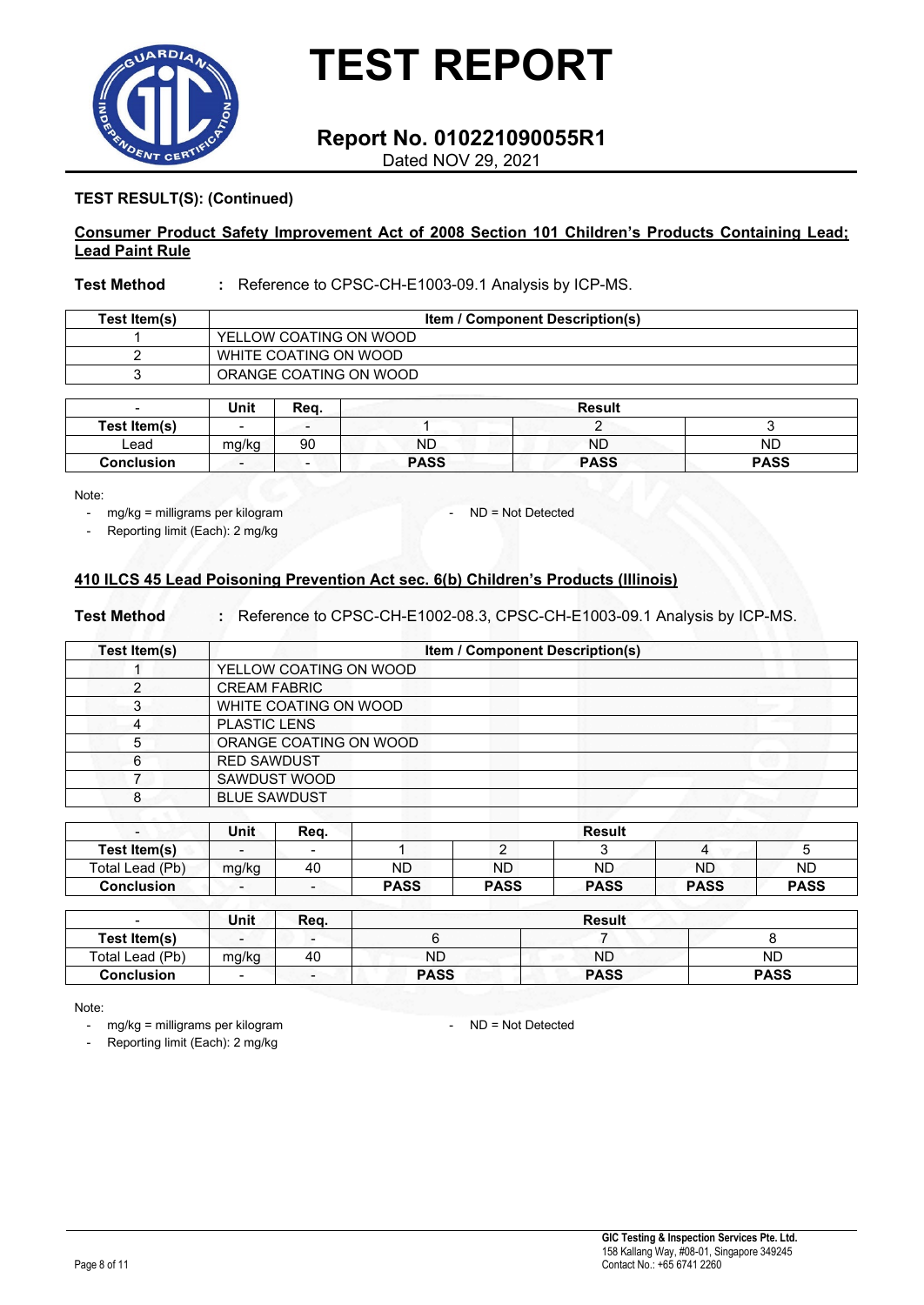# TEST REPORT

## Report No. 010221090055R1

Dated NOV 29, 2021

**TEST RESULT(S): (Continued)**

**Consumer Product Safety Improvement Act of 2008 Section 101 Children's Products Containing Lead; Lead Paint Rule**

**Test Method** : Reference to CPSC-CH-E1003-09.1 Analysis by ICP-MS.

| Test Item(s) | Item / Component Description(s) |
|---|---|
| 1 | YELLOW COATING ON WOOD |
| 2 | WHITE COATING ON WOOD |
| 3 | ORANGE COATING ON WOOD |

| - | Unit | Req. | Result | | |
|---|---|---|---|---|---|
| **Test Item(s)** | - | - | 1 | 2 | 3 |
| Lead | mg/kg | 90 | ND | ND | ND |
| **Conclusion** | - | - | **PASS** | **PASS** | **PASS** |

Note:
- mg/kg = milligrams per kilogram
- ND = Not Detected
- Reporting limit (Each): 2 mg/kg

**410 ILCS 45 Lead Poisoning Prevention Act sec. 6(b) Children's Products (Illinois)**

**Test Method** : Reference to CPSC-CH-E1002-08.3, CPSC-CH-E1003-09.1 Analysis by ICP-MS.

| Test Item(s) | Item / Component Description(s) |
|---|---|
| 1 | YELLOW COATING ON WOOD |
| 2 | CREAM FABRIC |
| 3 | WHITE COATING ON WOOD |
| 4 | PLASTIC LENS |
| 5 | ORANGE COATING ON WOOD |
| 6 | RED SAWDUST |
| 7 | SAWDUST WOOD |
| 8 | BLUE SAWDUST |

| - | Unit | Req. | Result | | | | |
|---|---|---|---|---|---|---|---|
| **Test Item(s)** | - | - | 1 | 2 | 3 | 4 | 5 |
| Total Lead (Pb) | mg/kg | 40 | ND | ND | ND | ND | ND |
| **Conclusion** | - | - | **PASS** | **PASS** | **PASS** | **PASS** | **PASS** |

| - | Unit | Req. | Result | | |
|---|---|---|---|---|---|
| **Test Item(s)** | - | - | 6 | 7 | 8 |
| Total Lead (Pb) | mg/kg | 40 | ND | ND | ND |
| **Conclusion** | - | - | **PASS** | **PASS** | **PASS** |

Note:
- mg/kg = milligrams per kilogram
- ND = Not Detected
- Reporting limit (Each): 2 mg/kg

**GIC Testing & Inspection Services Pte. Ltd.**
158 Kallang Way, #08-01, Singapore 349245
Contact No.: +65 6741 2260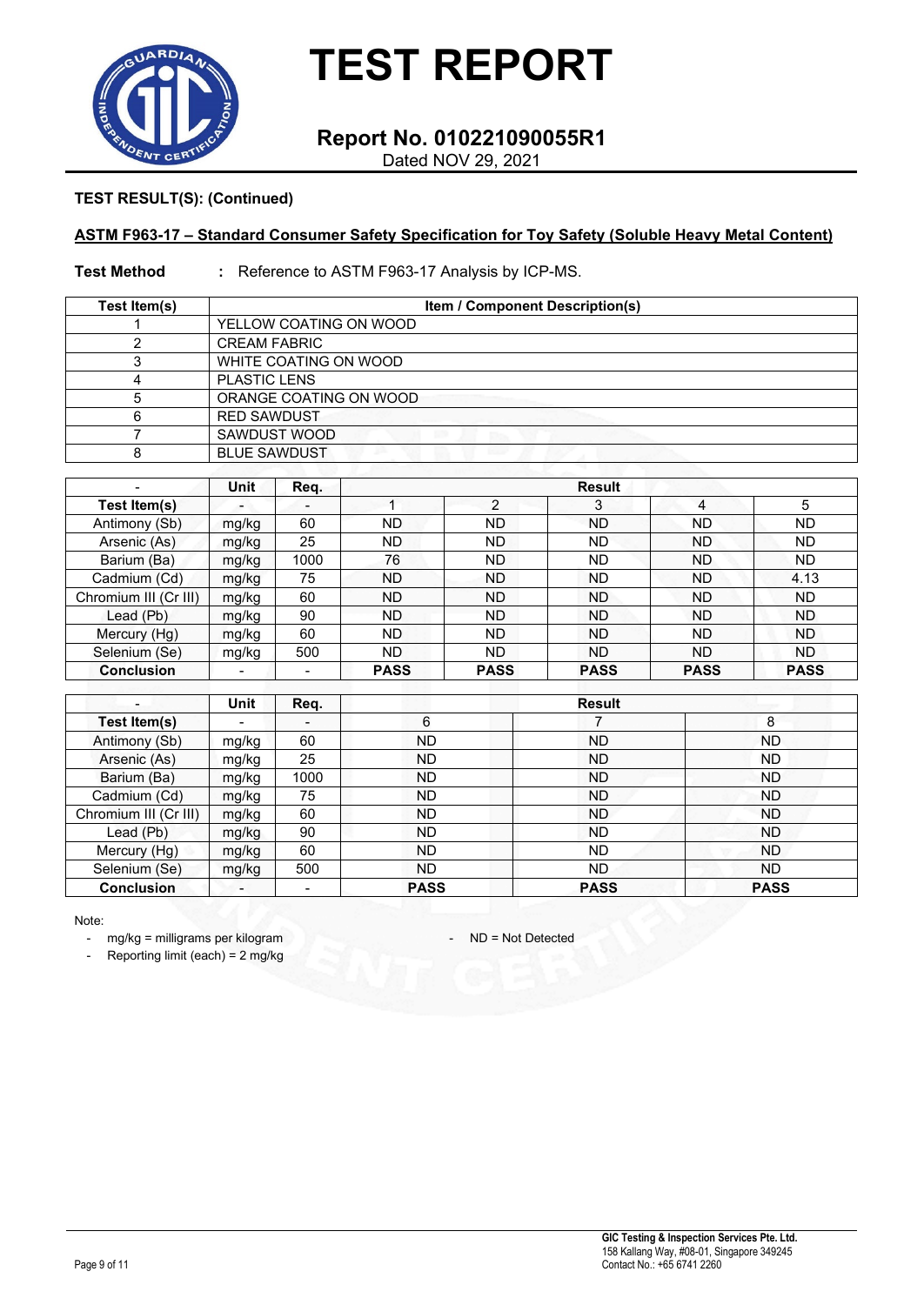# TEST REPORT

## Report No. 010221090055R1

Dated NOV 29, 2021

**TEST RESULT(S): (Continued)**

**ASTM F963-17 – Standard Consumer Safety Specification for Toy Safety (Soluble Heavy Metal Content)**

**Test Method** : Reference to ASTM F963-17 Analysis by ICP-MS.

| Test Item(s) | Item / Component Description(s) |
|---|---|
| 1 | YELLOW COATING ON WOOD |
| 2 | CREAM FABRIC |
| 3 | WHITE COATING ON WOOD |
| 4 | PLASTIC LENS |
| 5 | ORANGE COATING ON WOOD |
| 6 | RED SAWDUST |
| 7 | SAWDUST WOOD |
| 8 | BLUE SAWDUST |

| - | Unit | Req. | Result | | | | |
|---|---|---|---|---|---|---|---|
| **Test Item(s)** | - | - | 1 | 2 | 3 | 4 | 5 |
| Antimony (Sb) | mg/kg | 60 | ND | ND | ND | ND | ND |
| Arsenic (As) | mg/kg | 25 | ND | ND | ND | ND | ND |
| Barium (Ba) | mg/kg | 1000 | 76 | ND | ND | ND | ND |
| Cadmium (Cd) | mg/kg | 75 | ND | ND | ND | ND | 4.13 |
| Chromium III (Cr III) | mg/kg | 60 | ND | ND | ND | ND | ND |
| Lead (Pb) | mg/kg | 90 | ND | ND | ND | ND | ND |
| Mercury (Hg) | mg/kg | 60 | ND | ND | ND | ND | ND |
| Selenium (Se) | mg/kg | 500 | ND | ND | ND | ND | ND |
| **Conclusion** | - | - | **PASS** | **PASS** | **PASS** | **PASS** | **PASS** |

| - | Unit | Req. | Result | | |
|---|---|---|---|---|---|
| **Test Item(s)** | - | - | 6 | 7 | 8 |
| Antimony (Sb) | mg/kg | 60 | ND | ND | ND |
| Arsenic (As) | mg/kg | 25 | ND | ND | ND |
| Barium (Ba) | mg/kg | 1000 | ND | ND | ND |
| Cadmium (Cd) | mg/kg | 75 | ND | ND | ND |
| Chromium III (Cr III) | mg/kg | 60 | ND | ND | ND |
| Lead (Pb) | mg/kg | 90 | ND | ND | ND |
| Mercury (Hg) | mg/kg | 60 | ND | ND | ND |
| Selenium (Se) | mg/kg | 500 | ND | ND | ND |
| **Conclusion** | - | - | **PASS** | **PASS** | **PASS** |

Note:

- mg/kg = milligrams per kilogram
- ND = Not Detected
- Reporting limit (each) = 2 mg/kg

**GIC Testing & Inspection Services Pte. Ltd.**
158 Kallang Way, #08-01, Singapore 349245
Contact No.: +65 6741 2260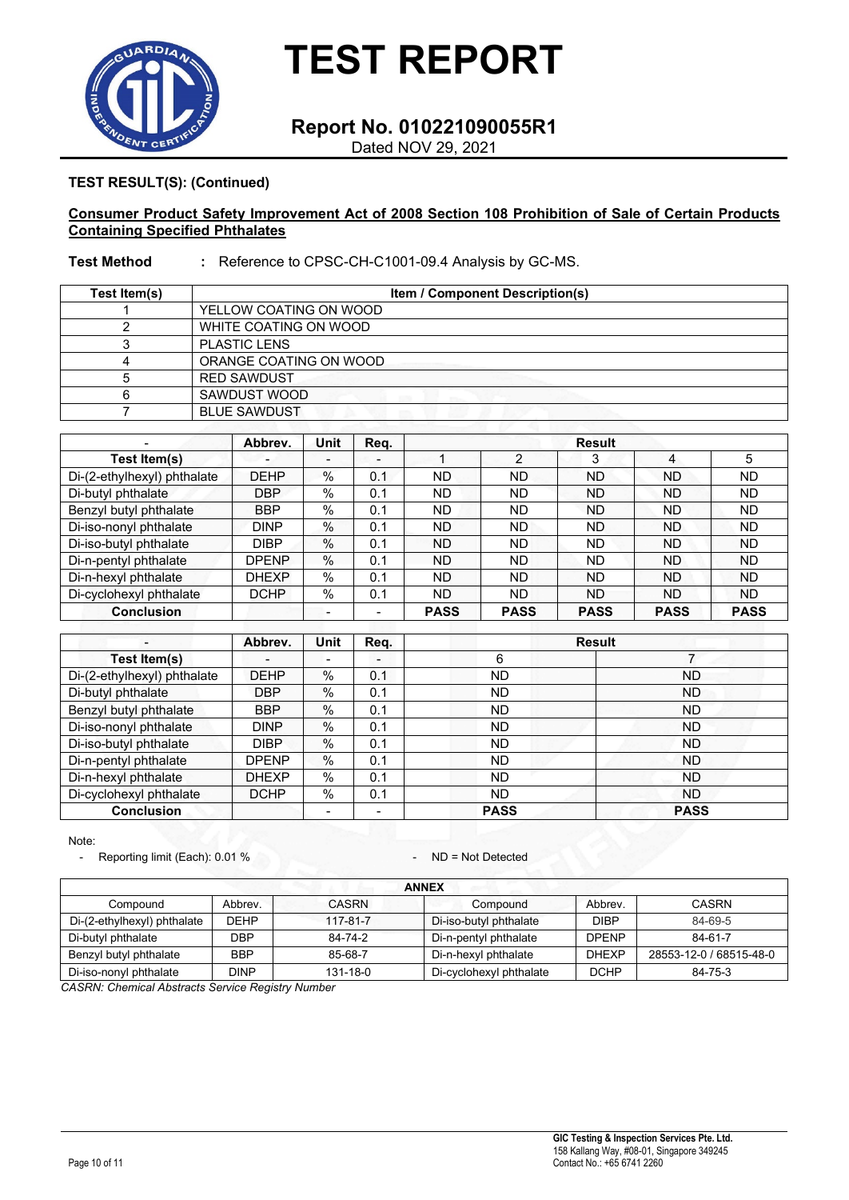# TEST REPORT

## Report No. 010221090055R1

Dated NOV 29, 2021

**TEST RESULT(S): (Continued)**

**Consumer Product Safety Improvement Act of 2008 Section 108 Prohibition of Sale of Certain Products Containing Specified Phthalates**

**Test Method** : Reference to CPSC-CH-C1001-09.4 Analysis by GC-MS.

| Test Item(s) | Item / Component Description(s) |
|---|---|
| 1 | YELLOW COATING ON WOOD |
| 2 | WHITE COATING ON WOOD |
| 3 | PLASTIC LENS |
| 4 | ORANGE COATING ON WOOD |
| 5 | RED SAWDUST |
| 6 | SAWDUST WOOD |
| 7 | BLUE SAWDUST |

| - | Abbrev. | Unit | Req. | Result | | | | |
|---|---|---|---|---|---|---|---|---|
| **Test Item(s)** | - | - | - | 1 | 2 | 3 | 4 | 5 |
| Di-(2-ethylhexyl) phthalate | DEHP | % | 0.1 | ND | ND | ND | ND | ND |
| Di-butyl phthalate | DBP | % | 0.1 | ND | ND | ND | ND | ND |
| Benzyl butyl phthalate | BBP | % | 0.1 | ND | ND | ND | ND | ND |
| Di-iso-nonyl phthalate | DINP | % | 0.1 | ND | ND | ND | ND | ND |
| Di-iso-butyl phthalate | DIBP | % | 0.1 | ND | ND | ND | ND | ND |
| Di-n-pentyl phthalate | DPENP | % | 0.1 | ND | ND | ND | ND | ND |
| Di-n-hexyl phthalate | DHEXP | % | 0.1 | ND | ND | ND | ND | ND |
| Di-cyclohexyl phthalate | DCHP | % | 0.1 | ND | ND | ND | ND | ND |
| **Conclusion** | | - | - | **PASS** | **PASS** | **PASS** | **PASS** | **PASS** |

| - | Abbrev. | Unit | Req. | Result | |
|---|---|---|---|---|---|
| **Test Item(s)** | - | - | - | 6 | 7 |
| Di-(2-ethylhexyl) phthalate | DEHP | % | 0.1 | ND | ND |
| Di-butyl phthalate | DBP | % | 0.1 | ND | ND |
| Benzyl butyl phthalate | BBP | % | 0.1 | ND | ND |
| Di-iso-nonyl phthalate | DINP | % | 0.1 | ND | ND |
| Di-iso-butyl phthalate | DIBP | % | 0.1 | ND | ND |
| Di-n-pentyl phthalate | DPENP | % | 0.1 | ND | ND |
| Di-n-hexyl phthalate | DHEXP | % | 0.1 | ND | ND |
| Di-cyclohexyl phthalate | DCHP | % | 0.1 | ND | ND |
| **Conclusion** | | - | - | **PASS** | **PASS** |

Note:
- Reporting limit (Each): 0.01 %
- ND = Not Detected

| **ANNEX** | | | | | |
|---|---|---|---|---|---|
| Compound | Abbrev. | CASRN | Compound | Abbrev. | CASRN |
| Di-(2-ethylhexyl) phthalate | DEHP | 117-81-7 | Di-iso-butyl phthalate | DIBP | 84-69-5 |
| Di-butyl phthalate | DBP | 84-74-2 | Di-n-pentyl phthalate | DPENP | 84-61-7 |
| Benzyl butyl phthalate | BBP | 85-68-7 | Di-n-hexyl phthalate | DHEXP | 28553-12-0 / 68515-48-0 |
| Di-iso-nonyl phthalate | DINP | 131-18-0 | Di-cyclohexyl phthalate | DCHP | 84-75-3 |

*CASRN: Chemical Abstracts Service Registry Number*

**GIC Testing & Inspection Services Pte. Ltd.**
158 Kallang Way, #08-01, Singapore 349245
Contact No.: +65 6741 2260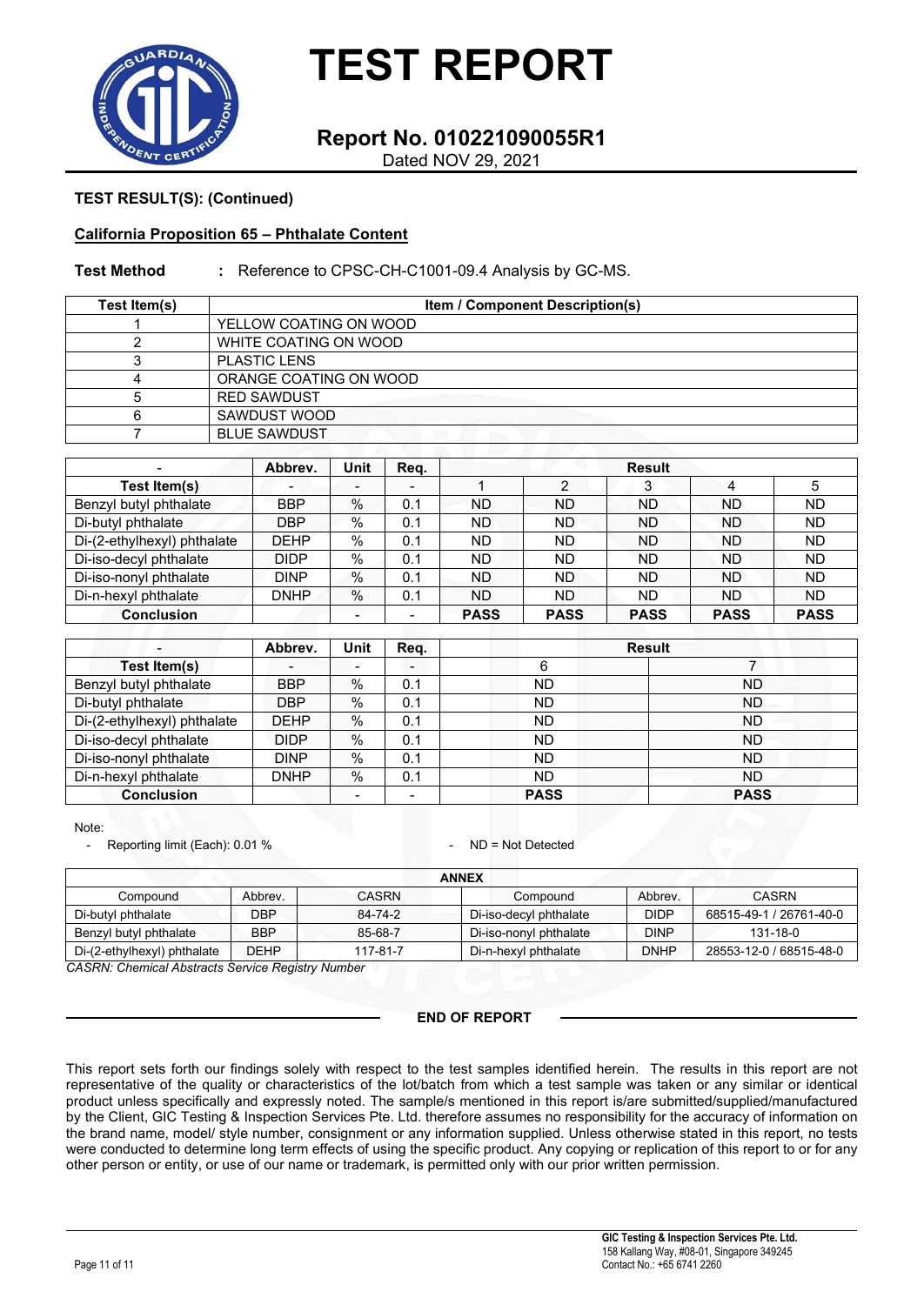# TEST REPORT

## Report No. 010221090055R1

Dated NOV 29, 2021

**TEST RESULT(S): (Continued)**

**California Proposition 65 – Phthalate Content**

**Test Method** : Reference to CPSC-CH-C1001-09.4 Analysis by GC-MS.

| Test Item(s) | Item / Component Description(s) |
|---|---|
| 1 | YELLOW COATING ON WOOD |
| 2 | WHITE COATING ON WOOD |
| 3 | PLASTIC LENS |
| 4 | ORANGE COATING ON WOOD |
| 5 | RED SAWDUST |
| 6 | SAWDUST WOOD |
| 7 | BLUE SAWDUST |

| - | Abbrev. | Unit | Req. | Result | | | | |
|---|---|---|---|---|---|---|---|---|
| **Test Item(s)** | - | - | - | 1 | 2 | 3 | 4 | 5 |
| Benzyl butyl phthalate | BBP | % | 0.1 | ND | ND | ND | ND | ND |
| Di-butyl phthalate | DBP | % | 0.1 | ND | ND | ND | ND | ND |
| Di-(2-ethylhexyl) phthalate | DEHP | % | 0.1 | ND | ND | ND | ND | ND |
| Di-iso-decyl phthalate | DIDP | % | 0.1 | ND | ND | ND | ND | ND |
| Di-iso-nonyl phthalate | DINP | % | 0.1 | ND | ND | ND | ND | ND |
| Di-n-hexyl phthalate | DNHP | % | 0.1 | ND | ND | ND | ND | ND |
| **Conclusion** | | - | - | **PASS** | **PASS** | **PASS** | **PASS** | **PASS** |

| - | Abbrev. | Unit | Req. | Result | |
|---|---|---|---|---|---|
| **Test Item(s)** | - | - | - | 6 | 7 |
| Benzyl butyl phthalate | BBP | % | 0.1 | ND | ND |
| Di-butyl phthalate | DBP | % | 0.1 | ND | ND |
| Di-(2-ethylhexyl) phthalate | DEHP | % | 0.1 | ND | ND |
| Di-iso-decyl phthalate | DIDP | % | 0.1 | ND | ND |
| Di-iso-nonyl phthalate | DINP | % | 0.1 | ND | ND |
| Di-n-hexyl phthalate | DNHP | % | 0.1 | ND | ND |
| **Conclusion** | | - | - | **PASS** | **PASS** |

Note:

- Reporting limit (Each): 0.01 %
- ND = Not Detected

| **ANNEX** | | | | | |
|---|---|---|---|---|---|
| Compound | Abbrev. | CASRN | Compound | Abbrev. | CASRN |
| Di-butyl phthalate | DBP | 84-74-2 | Di-iso-decyl phthalate | DIDP | 68515-49-1 / 26761-40-0 |
| Benzyl butyl phthalate | BBP | 85-68-7 | Di-iso-nonyl phthalate | DINP | 131-18-0 |
| Di-(2-ethylhexyl) phthalate | DEHP | 117-81-7 | Di-n-hexyl phthalate | DNHP | 28553-12-0 / 68515-48-0 |

*CASRN: Chemical Abstracts Service Registry Number*

**END OF REPORT**

This report sets forth our findings solely with respect to the test samples identified herein. The results in this report are not representative of the quality or characteristics of the lot/batch from which a test sample was taken or any similar or identical product unless specifically and expressly noted. The sample/s mentioned in this report is/are submitted/supplied/manufactured by the Client, GIC Testing & Inspection Services Pte. Ltd. therefore assumes no responsibility for the accuracy of information on the brand name, model/ style number, consignment or any information supplied. Unless otherwise stated in this report, no tests were conducted to determine long term effects of using the specific product. Any copying or replication of this report to or for any other person or entity, or use of our name or trademark, is permitted only with our prior written permission.

**GIC Testing & Inspection Services Pte. Ltd.**
158 Kallang Way, #08-01, Singapore 349245
Contact No.: +65 6741 2260